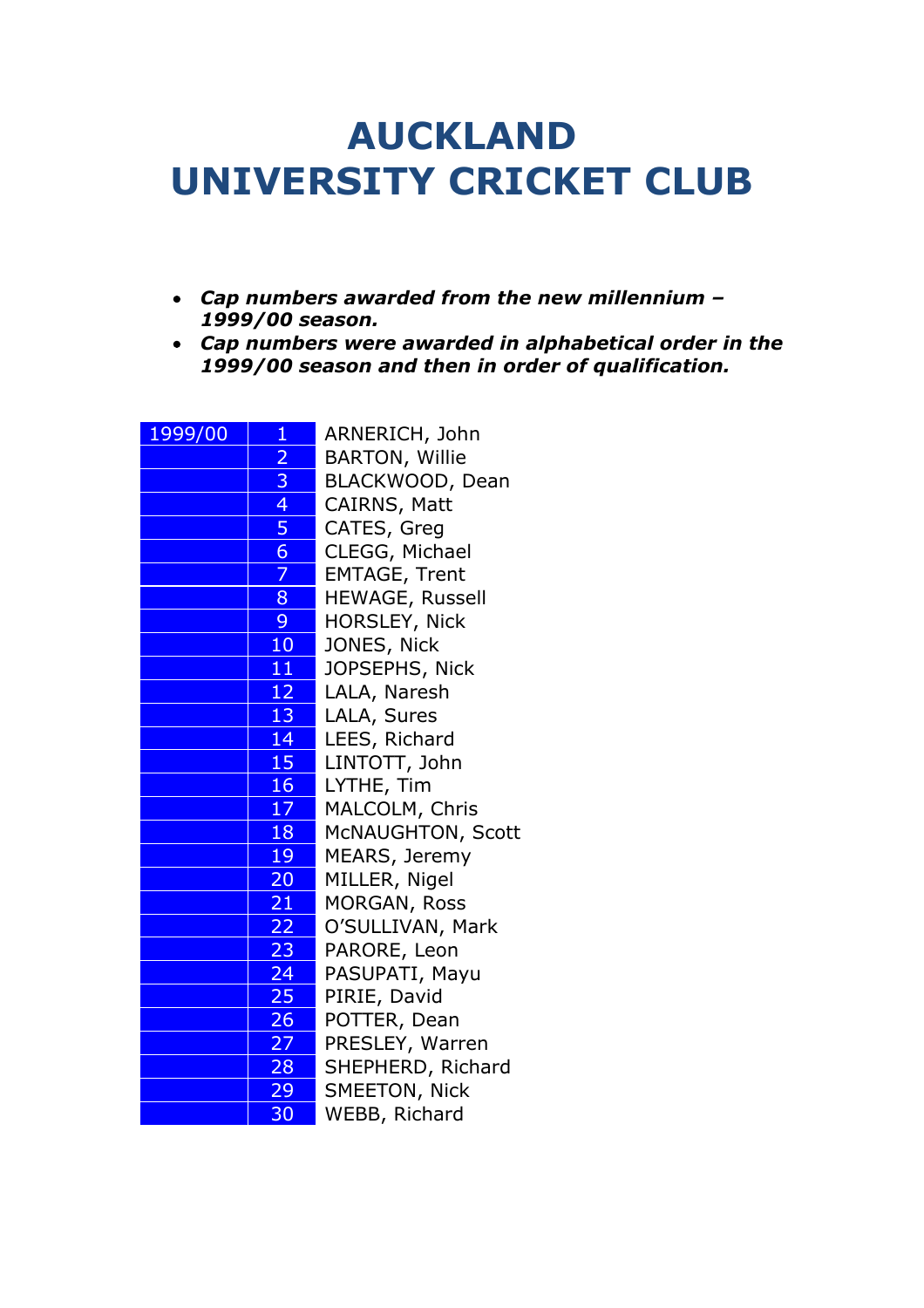# AUCKLAND UNIVERSITY CRICKET CLUB

- ***Cap numbers awarded from the new millennium – 1999/00 season.***
- ***Cap numbers were awarded in alphabetical order in the 1999/00 season and then in order of qualification.***

| Season | Cap | Name |
|---|---|---|
| 1999/00 | 1 | ARNERICH, John |
| | 2 | BARTON, Willie |
| | 3 | BLACKWOOD, Dean |
| | 4 | CAIRNS, Matt |
| | 5 | CATES, Greg |
| | 6 | CLEGG, Michael |
| | 7 | EMTAGE, Trent |
| | 8 | HEWAGE, Russell |
| | 9 | HORSLEY, Nick |
| | 10 | JONES, Nick |
| | 11 | JOPSEPHS, Nick |
| | 12 | LALA, Naresh |
| | 13 | LALA, Sures |
| | 14 | LEES, Richard |
| | 15 | LINTOTT, John |
| | 16 | LYTHE, Tim |
| | 17 | MALCOLM, Chris |
| | 18 | McNAUGHTON, Scott |
| | 19 | MEARS, Jeremy |
| | 20 | MILLER, Nigel |
| | 21 | MORGAN, Ross |
| | 22 | O'SULLIVAN, Mark |
| | 23 | PARORE, Leon |
| | 24 | PASUPATI, Mayu |
| | 25 | PIRIE, David |
| | 26 | POTTER, Dean |
| | 27 | PRESLEY, Warren |
| | 28 | SHEPHERD, Richard |
| | 29 | SMEETON, Nick |
| | 30 | WEBB, Richard |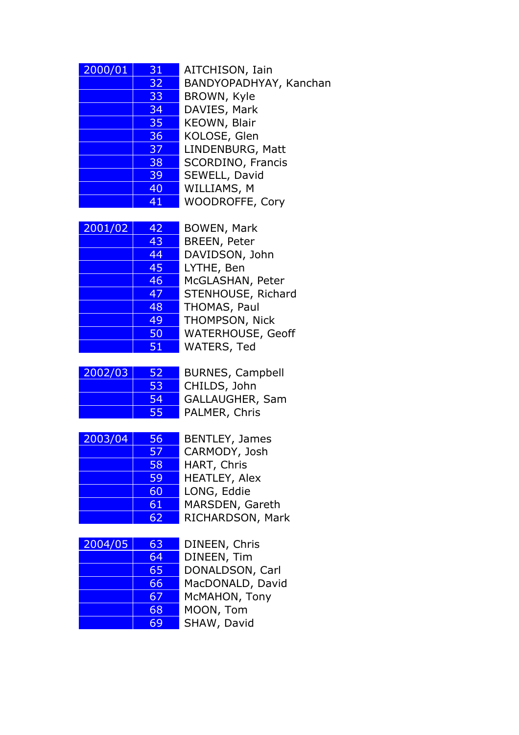| Season | No. | Name |
|---|---|---|
| 2000/01 | 31 | AITCHISON, Iain |
| | 32 | BANDYOPADHYAY, Kanchan |
| | 33 | BROWN, Kyle |
| | 34 | DAVIES, Mark |
| | 35 | KEOWN, Blair |
| | 36 | KOLOSE, Glen |
| | 37 | LINDENBURG, Matt |
| | 38 | SCORDINO, Francis |
| | 39 | SEWELL, David |
| | 40 | WILLIAMS, M |
| | 41 | WOODROFFE, Cory |
| 2001/02 | 42 | BOWEN, Mark |
| | 43 | BREEN, Peter |
| | 44 | DAVIDSON, John |
| | 45 | LYTHE, Ben |
| | 46 | McGLASHAN, Peter |
| | 47 | STENHOUSE, Richard |
| | 48 | THOMAS, Paul |
| | 49 | THOMPSON, Nick |
| | 50 | WATERHOUSE, Geoff |
| | 51 | WATERS, Ted |
| 2002/03 | 52 | BURNES, Campbell |
| | 53 | CHILDS, John |
| | 54 | GALLAUGHER, Sam |
| | 55 | PALMER, Chris |
| 2003/04 | 56 | BENTLEY, James |
| | 57 | CARMODY, Josh |
| | 58 | HART, Chris |
| | 59 | HEATLEY, Alex |
| | 60 | LONG, Eddie |
| | 61 | MARSDEN, Gareth |
| | 62 | RICHARDSON, Mark |
| 2004/05 | 63 | DINEEN, Chris |
| | 64 | DINEEN, Tim |
| | 65 | DONALDSON, Carl |
| | 66 | MacDONALD, David |
| | 67 | McMAHON, Tony |
| | 68 | MOON, Tom |
| | 69 | SHAW, David |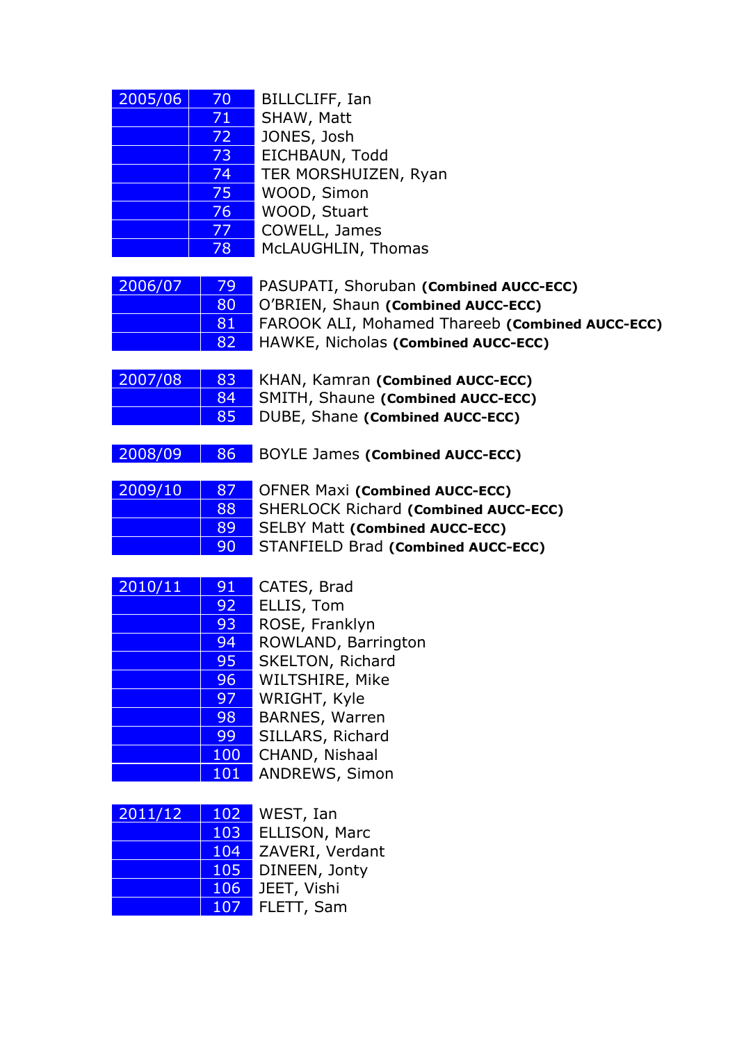| Season | No. | Name |
|---|---|---|
| 2005/06 | 70 | BILLCLIFF, Ian |
| | 71 | SHAW, Matt |
| | 72 | JONES, Josh |
| | 73 | EICHBAUN, Todd |
| | 74 | TER MORSHUIZEN, Ryan |
| | 75 | WOOD, Simon |
| | 76 | WOOD, Stuart |
| | 77 | COWELL, James |
| | 78 | McLAUGHLIN, Thomas |
| 2006/07 | 79 | PASUPATI, Shoruban **(Combined AUCC-ECC)** |
| | 80 | O'BRIEN, Shaun **(Combined AUCC-ECC)** |
| | 81 | FAROOK ALI, Mohamed Thareeb **(Combined AUCC-ECC)** |
| | 82 | HAWKE, Nicholas **(Combined AUCC-ECC)** |
| 2007/08 | 83 | KHAN, Kamran **(Combined AUCC-ECC)** |
| | 84 | SMITH, Shaune **(Combined AUCC-ECC)** |
| | 85 | DUBE, Shane **(Combined AUCC-ECC)** |
| 2008/09 | 86 | BOYLE James **(Combined AUCC-ECC)** |
| 2009/10 | 87 | OFNER Maxi **(Combined AUCC-ECC)** |
| | 88 | SHERLOCK Richard **(Combined AUCC-ECC)** |
| | 89 | SELBY Matt **(Combined AUCC-ECC)** |
| | 90 | STANFIELD Brad **(Combined AUCC-ECC)** |
| 2010/11 | 91 | CATES, Brad |
| | 92 | ELLIS, Tom |
| | 93 | ROSE, Franklyn |
| | 94 | ROWLAND, Barrington |
| | 95 | SKELTON, Richard |
| | 96 | WILTSHIRE, Mike |
| | 97 | WRIGHT, Kyle |
| | 98 | BARNES, Warren |
| | 99 | SILLARS, Richard |
| | 100 | CHAND, Nishaal |
| | 101 | ANDREWS, Simon |
| 2011/12 | 102 | WEST, Ian |
| | 103 | ELLISON, Marc |
| | 104 | ZAVERI, Verdant |
| | 105 | DINEEN, Jonty |
| | 106 | JEET, Vishi |
| | 107 | FLETT, Sam |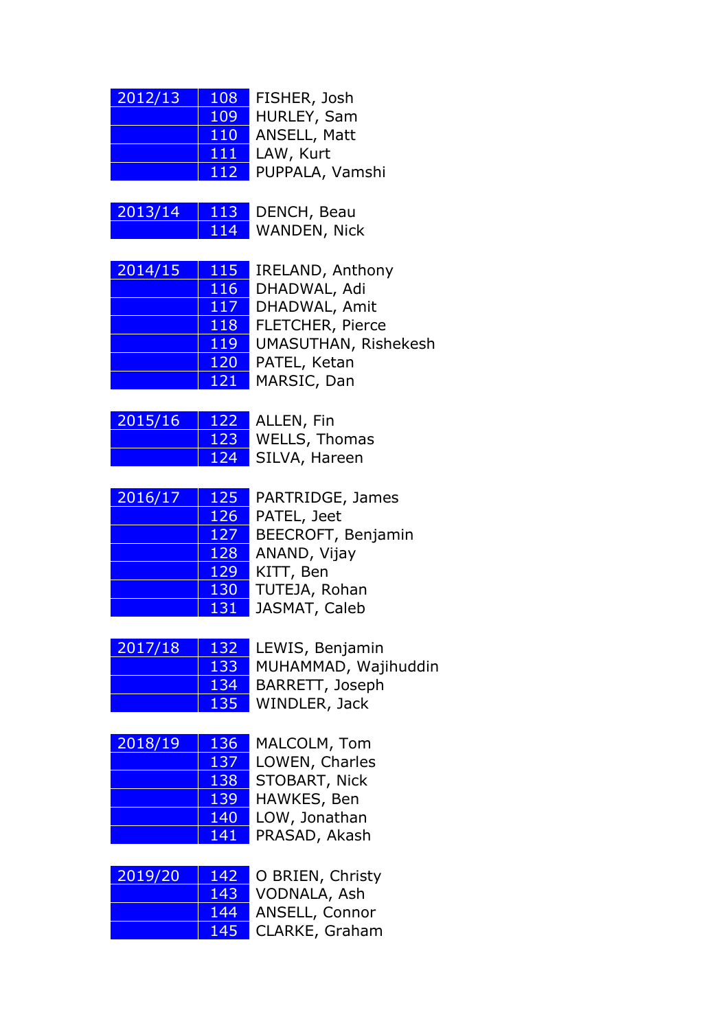| | | |
|---|---|---|
| 2012/13 | 108 | FISHER, Josh |
| | 109 | HURLEY, Sam |
| | 110 | ANSELL, Matt |
| | 111 | LAW, Kurt |
| | 112 | PUPPALA, Vamshi |
| 2013/14 | 113 | DENCH, Beau |
| | 114 | WANDEN, Nick |
| 2014/15 | 115 | IRELAND, Anthony |
| | 116 | DHADWAL, Adi |
| | 117 | DHADWAL, Amit |
| | 118 | FLETCHER, Pierce |
| | 119 | UMASUTHAN, Rishekesh |
| | 120 | PATEL, Ketan |
| | 121 | MARSIC, Dan |
| 2015/16 | 122 | ALLEN, Fin |
| | 123 | WELLS, Thomas |
| | 124 | SILVA, Hareen |
| 2016/17 | 125 | PARTRIDGE, James |
| | 126 | PATEL, Jeet |
| | 127 | BEECROFT, Benjamin |
| | 128 | ANAND, Vijay |
| | 129 | KITT, Ben |
| | 130 | TUTEJA, Rohan |
| | 131 | JASMAT, Caleb |
| 2017/18 | 132 | LEWIS, Benjamin |
| | 133 | MUHAMMAD, Wajihuddin |
| | 134 | BARRETT, Joseph |
| | 135 | WINDLER, Jack |
| 2018/19 | 136 | MALCOLM, Tom |
| | 137 | LOWEN, Charles |
| | 138 | STOBART, Nick |
| | 139 | HAWKES, Ben |
| | 140 | LOW, Jonathan |
| | 141 | PRASAD, Akash |
| 2019/20 | 142 | O BRIEN, Christy |
| | 143 | VODNALA, Ash |
| | 144 | ANSELL, Connor |
| | 145 | CLARKE, Graham |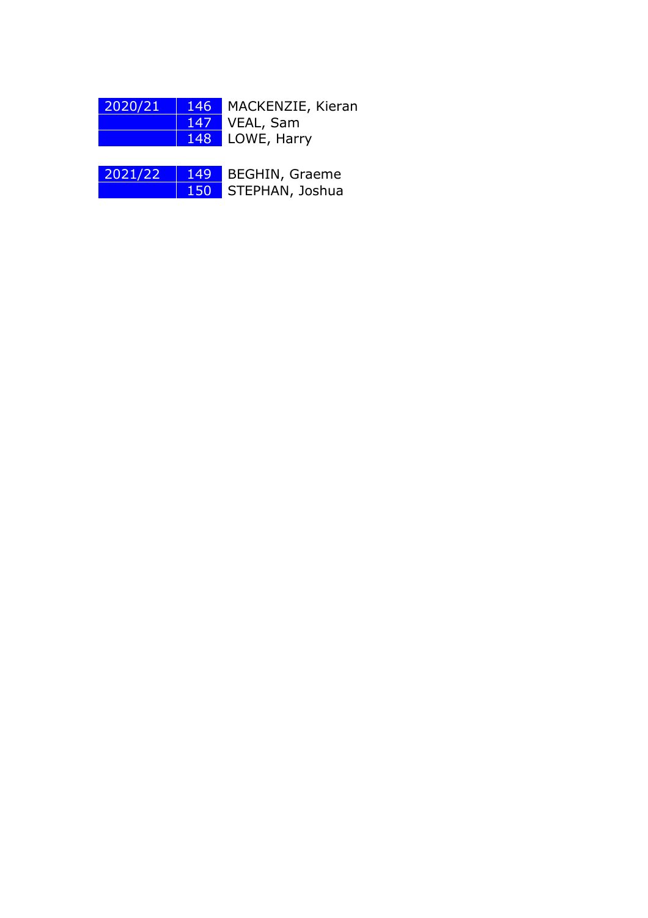| | | |
|---|---|---|
| 2020/21 | 146 | MACKENZIE, Kieran |
| | 147 | VEAL, Sam |
| | 148 | LOWE, Harry |

| | | |
|---|---|---|
| 2021/22 | 149 | BEGHIN, Graeme |
| | 150 | STEPHAN, Joshua |